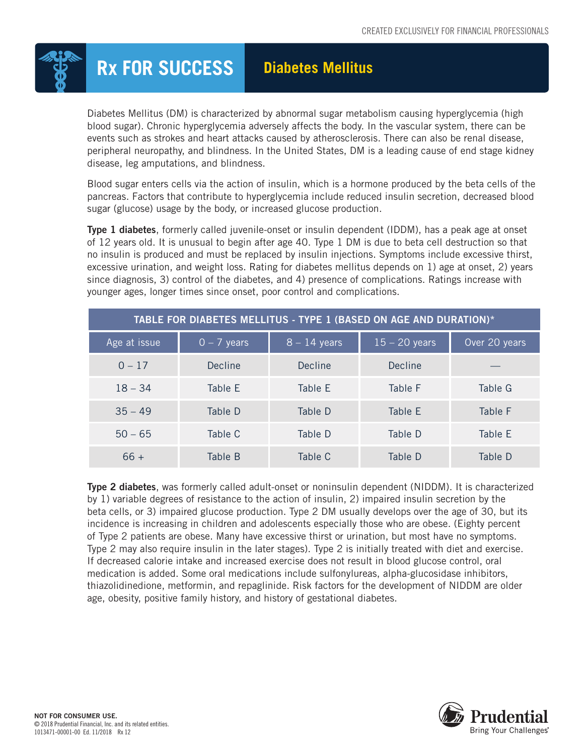CREATED EXCLUSIVELY FOR FINANCIAL PROFESSIONALS

# Rx FOR SUCCESS

## Diabetes Mellitus

Diabetes Mellitus (DM) is characterized by abnormal sugar metabolism causing hyperglycemia (high blood sugar). Chronic hyperglycemia adversely affects the body. In the vascular system, there can be events such as strokes and heart attacks caused by atherosclerosis. There can also be renal disease, peripheral neuropathy, and blindness. In the United States, DM is a leading cause of end stage kidney disease, leg amputations, and blindness.

Blood sugar enters cells via the action of insulin, which is a hormone produced by the beta cells of the pancreas. Factors that contribute to hyperglycemia include reduced insulin secretion, decreased blood sugar (glucose) usage by the body, or increased glucose production.

**Type 1 diabetes**, formerly called juvenile-onset or insulin dependent (IDDM), has a peak age at onset of 12 years old. It is unusual to begin after age 40. Type 1 DM is due to beta cell destruction so that no insulin is produced and must be replaced by insulin injections. Symptoms include excessive thirst, excessive urination, and weight loss. Rating for diabetes mellitus depends on 1) age at onset, 2) years since diagnosis, 3) control of the diabetes, and 4) presence of complications. Ratings increase with younger ages, longer times since onset, poor control and complications.

**TABLE FOR DIABETES MELLITUS - TYPE 1 (BASED ON AGE AND DURATION)***

| Age at issue | 0 – 7 years | 8 – 14 years | 15 – 20 years | Over 20 years |
|---|---|---|---|---|
| 0 – 17 | Decline | Decline | Decline | — |
| 18 – 34 | Table E | Table E | Table F | Table G |
| 35 – 49 | Table D | Table D | Table E | Table F |
| 50 – 65 | Table C | Table D | Table D | Table E |
| 66 + | Table B | Table C | Table D | Table D |

**Type 2 diabetes**, was formerly called adult-onset or noninsulin dependent (NIDDM). It is characterized by 1) variable degrees of resistance to the action of insulin, 2) impaired insulin secretion by the beta cells, or 3) impaired glucose production. Type 2 DM usually develops over the age of 30, but its incidence is increasing in children and adolescents especially those who are obese. (Eighty percent of Type 2 patients are obese. Many have excessive thirst or urination, but most have no symptoms. Type 2 may also require insulin in the later stages). Type 2 is initially treated with diet and exercise. If decreased calorie intake and increased exercise does not result in blood glucose control, oral medication is added. Some oral medications include sulfonylureas, alpha-glucosidase inhibitors, thiazolidinedione, metformin, and repaglinide. Risk factors for the development of NIDDM are older age, obesity, positive family history, and history of gestational diabetes.

**NOT FOR CONSUMER USE.**
© 2018 Prudential Financial, Inc. and its related entities.
1013471-00001-00 Ed. 11/2018 Rx 12

Prudential
Bring Your Challenges®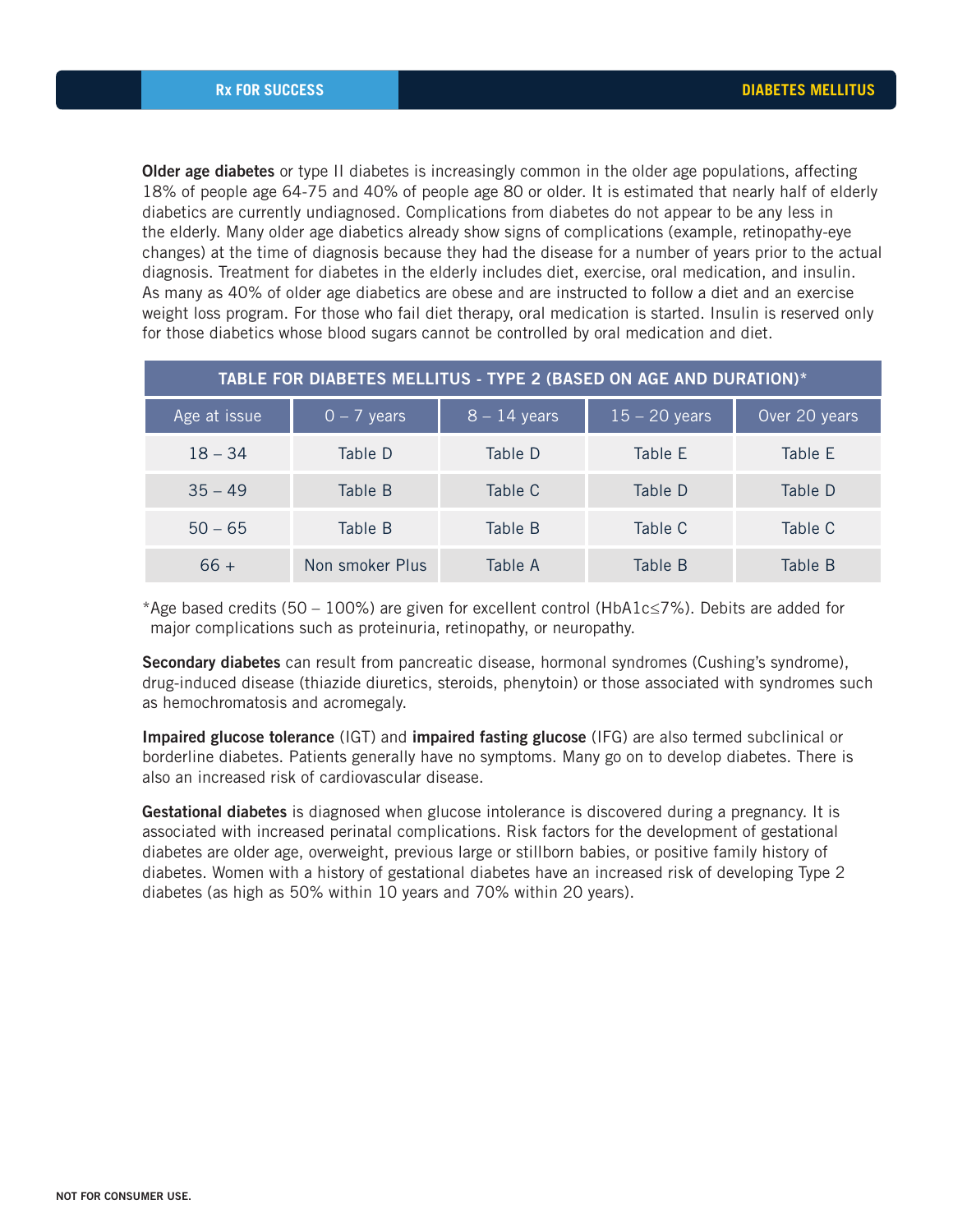**Older age diabetes** or type II diabetes is increasingly common in the older age populations, affecting 18% of people age 64-75 and 40% of people age 80 or older. It is estimated that nearly half of elderly diabetics are currently undiagnosed. Complications from diabetes do not appear to be any less in the elderly. Many older age diabetics already show signs of complications (example, retinopathy-eye changes) at the time of diagnosis because they had the disease for a number of years prior to the actual diagnosis. Treatment for diabetes in the elderly includes diet, exercise, oral medication, and insulin. As many as 40% of older age diabetics are obese and are instructed to follow a diet and an exercise weight loss program. For those who fail diet therapy, oral medication is started. Insulin is reserved only for those diabetics whose blood sugars cannot be controlled by oral medication and diet.

| TABLE FOR DIABETES MELLITUS - TYPE 2 (BASED ON AGE AND DURATION)* | | | | |
|---|---|---|---|---|
| Age at issue | 0 – 7 years | 8 – 14 years | 15 – 20 years | Over 20 years |
| 18 – 34 | Table D | Table D | Table E | Table E |
| 35 – 49 | Table B | Table C | Table D | Table D |
| 50 – 65 | Table B | Table B | Table C | Table C |
| 66 + | Non smoker Plus | Table A | Table B | Table B |

*Age based credits (50 – 100%) are given for excellent control (HbA1c≤7%). Debits are added for major complications such as proteinuria, retinopathy, or neuropathy.

**Secondary diabetes** can result from pancreatic disease, hormonal syndromes (Cushing's syndrome), drug-induced disease (thiazide diuretics, steroids, phenytoin) or those associated with syndromes such as hemochromatosis and acromegaly.

**Impaired glucose tolerance** (IGT) and **impaired fasting glucose** (IFG) are also termed subclinical or borderline diabetes. Patients generally have no symptoms. Many go on to develop diabetes. There is also an increased risk of cardiovascular disease.

**Gestational diabetes** is diagnosed when glucose intolerance is discovered during a pregnancy. It is associated with increased perinatal complications. Risk factors for the development of gestational diabetes are older age, overweight, previous large or stillborn babies, or positive family history of diabetes. Women with a history of gestational diabetes have an increased risk of developing Type 2 diabetes (as high as 50% within 10 years and 70% within 20 years).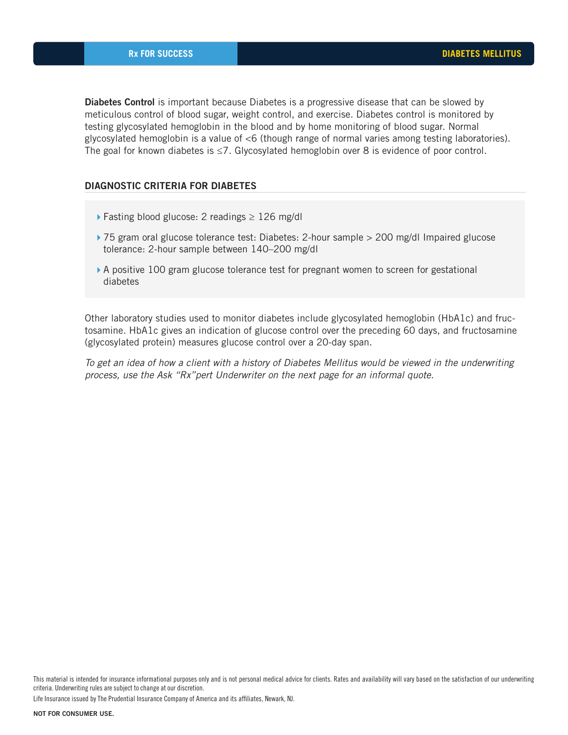**Diabetes Control** is important because Diabetes is a progressive disease that can be slowed by meticulous control of blood sugar, weight control, and exercise. Diabetes control is monitored by testing glycosylated hemoglobin in the blood and by home monitoring of blood sugar. Normal glycosylated hemoglobin is a value of <6 (though range of normal varies among testing laboratories). The goal for known diabetes is ≤7. Glycosylated hemoglobin over 8 is evidence of poor control.

## DIAGNOSTIC CRITERIA FOR DIABETES

- Fasting blood glucose: 2 readings ≥ 126 mg/dl
- 75 gram oral glucose tolerance test: Diabetes: 2-hour sample > 200 mg/dl Impaired glucose tolerance: 2-hour sample between 140–200 mg/dl
- A positive 100 gram glucose tolerance test for pregnant women to screen for gestational diabetes

Other laboratory studies used to monitor diabetes include glycosylated hemoglobin (HbA1c) and fructosamine. HbA1c gives an indication of glucose control over the preceding 60 days, and fructosamine (glycosylated protein) measures glucose control over a 20-day span.

*To get an idea of how a client with a history of Diabetes Mellitus would be viewed in the underwriting process, use the Ask "Rx"pert Underwriter on the next page for an informal quote.*

This material is intended for insurance informational purposes only and is not personal medical advice for clients. Rates and availability will vary based on the satisfaction of our underwriting criteria. Underwriting rules are subject to change at our discretion.

Life Insurance issued by The Prudential Insurance Company of America and its affiliates, Newark, NJ.

NOT FOR CONSUMER USE.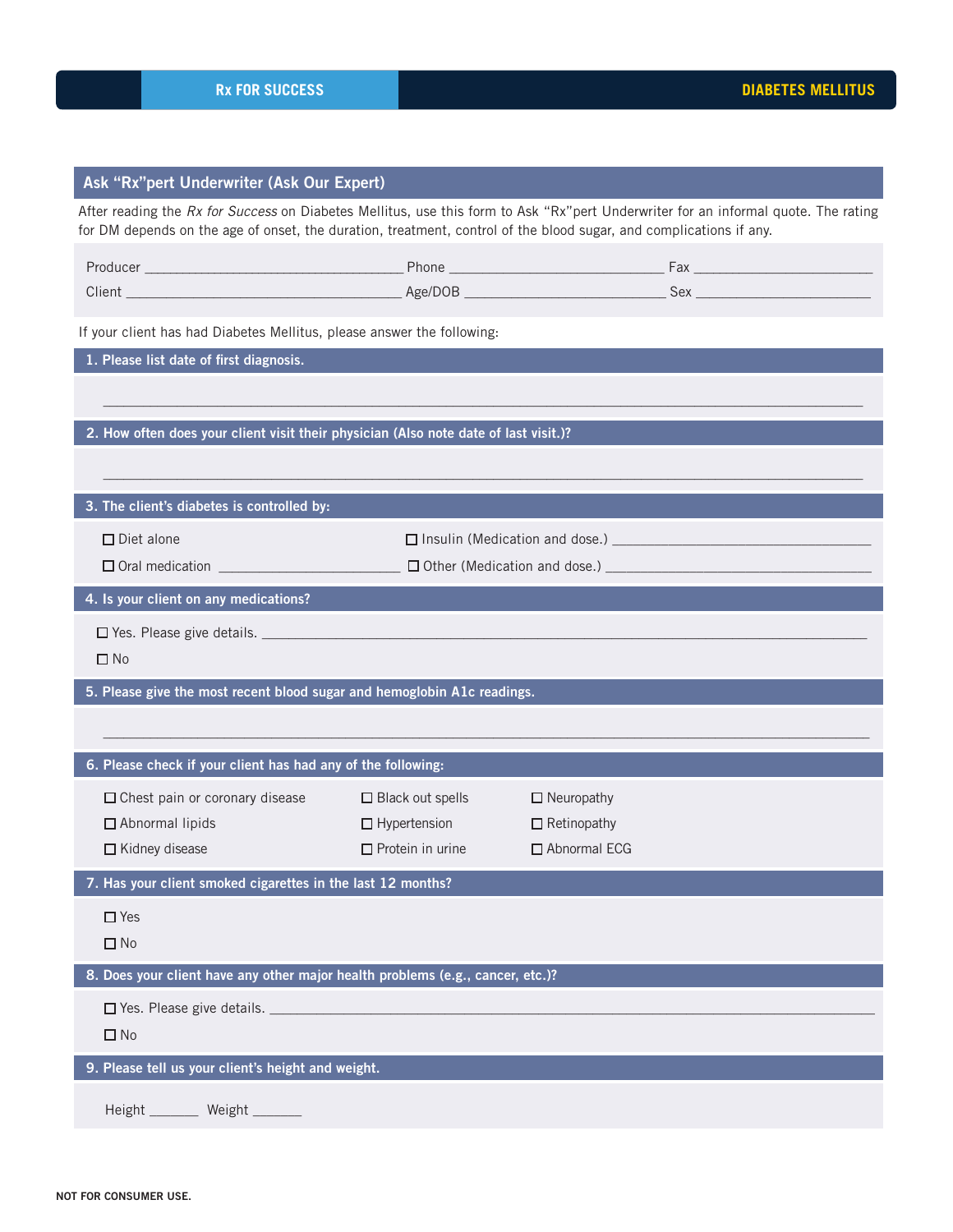## Ask "Rx"pert Underwriter (Ask Our Expert)

After reading the *Rx for Success* on Diabetes Mellitus, use this form to Ask "Rx"pert Underwriter for an informal quote. The rating for DM depends on the age of onset, the duration, treatment, control of the blood sugar, and complications if any.

Producer ____________________ Phone ____________________ Fax ____________________

Client ____________________ Age/DOB ____________________ Sex ____________________

If your client has had Diabetes Mellitus, please answer the following:

**1. Please list date of first diagnosis.**

________________________________________________________________________

**2. How often does your client visit their physician (Also note date of last visit.)?**

________________________________________________________________________

**3. The client's diabetes is controlled by:**

☐ Diet alone

☐ Insulin (Medication and dose.) ____________________

☐ Oral medication ____________________

☐ Other (Medication and dose.) ____________________

**4. Is your client on any medications?**

☐ Yes. Please give details. ____________________

☐ No

**5. Please give the most recent blood sugar and hemoglobin A1c readings.**

________________________________________________________________________

**6. Please check if your client has had any of the following:**

☐ Chest pain or coronary disease
☐ Abnormal lipids
☐ Kidney disease
☐ Black out spells
☐ Hypertension
☐ Protein in urine
☐ Neuropathy
☐ Retinopathy
☐ Abnormal ECG

**7. Has your client smoked cigarettes in the last 12 months?**

☐ Yes

☐ No

**8. Does your client have any other major health problems (e.g., cancer, etc.)?**

☐ Yes. Please give details. ____________________

☐ No

**9. Please tell us your client's height and weight.**

Height _______ Weight _______

NOT FOR CONSUMER USE.